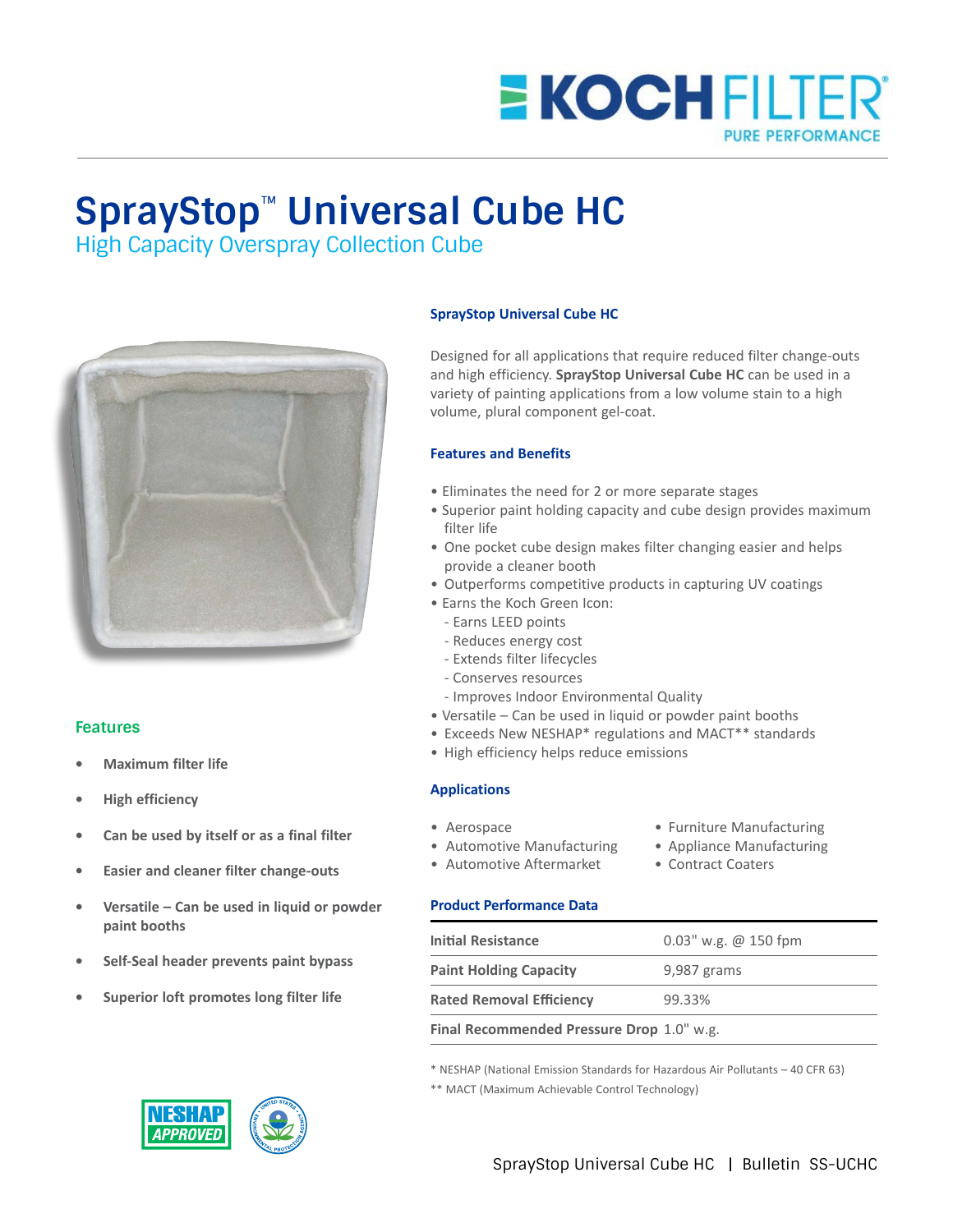# SprayStop™ Universal Cube HC

## High Capacity Overspray Collection Cube

### Features

- Maximum filter life
- High efficiency
- Can be used by itself or as a final filter
- Easier and cleaner filter change-outs
- Versatile – Can be used in liquid or powder paint booths
- Self-Seal header prevents paint bypass
- Superior loft promotes long filter life

### SprayStop Universal Cube HC

Designed for all applications that require reduced filter change-outs and high efficiency. **SprayStop Universal Cube HC** can be used in a variety of painting applications from a low volume stain to a high volume, plural component gel-coat.

### Features and Benefits

- Eliminates the need for 2 or more separate stages
- Superior paint holding capacity and cube design provides maximum filter life
- One pocket cube design makes filter changing easier and helps provide a cleaner booth
- Outperforms competitive products in capturing UV coatings
- Earns the Koch Green Icon:
  - Earns LEED points
  - Reduces energy cost
  - Extends filter lifecycles
  - Conserves resources
  - Improves Indoor Environmental Quality
- Versatile – Can be used in liquid or powder paint booths
- Exceeds New NESHAP* regulations and MACT** standards
- High efficiency helps reduce emissions

### Applications

- Aerospace
- Automotive Manufacturing
- Automotive Aftermarket
- Furniture Manufacturing
- Appliance Manufacturing
- Contract Coaters

### Product Performance Data

| | |
|---|---|
| **Initial Resistance** | 0.03" w.g. @ 150 fpm |
| **Paint Holding Capacity** | 9,987 grams |
| **Rated Removal Efficiency** | 99.33% |
| **Final Recommended Pressure Drop** | 1.0" w.g. |

\* NESHAP (National Emission Standards for Hazardous Air Pollutants – 40 CFR 63)

\** MACT (Maximum Achievable Control Technology)

NESHAP APPROVED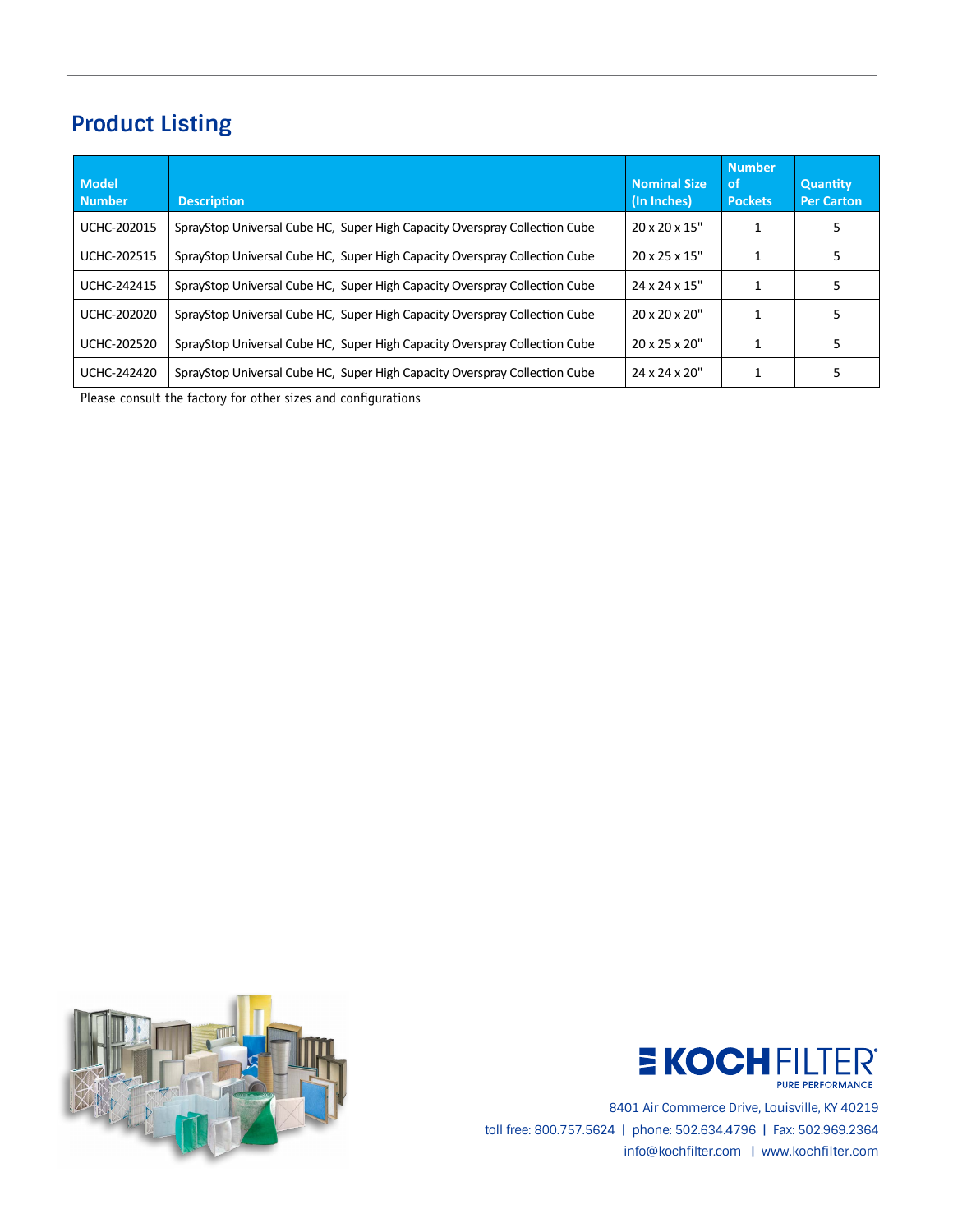## Product Listing

| Model Number | Description | Nominal Size (In Inches) | Number of Pockets | Quantity Per Carton |
|---|---|---|---|---|
| UCHC-202015 | SprayStop Universal Cube HC, Super High Capacity Overspray Collection Cube | 20 x 20 x 15" | 1 | 5 |
| UCHC-202515 | SprayStop Universal Cube HC, Super High Capacity Overspray Collection Cube | 20 x 25 x 15" | 1 | 5 |
| UCHC-242415 | SprayStop Universal Cube HC, Super High Capacity Overspray Collection Cube | 24 x 24 x 15" | 1 | 5 |
| UCHC-202020 | SprayStop Universal Cube HC, Super High Capacity Overspray Collection Cube | 20 x 20 x 20" | 1 | 5 |
| UCHC-202520 | SprayStop Universal Cube HC, Super High Capacity Overspray Collection Cube | 20 x 25 x 20" | 1 | 5 |
| UCHC-242420 | SprayStop Universal Cube HC, Super High Capacity Overspray Collection Cube | 24 x 24 x 20" | 1 | 5 |

Please consult the factory for other sizes and configurations

KOCHFILTER®
PURE PERFORMANCE

8401 Air Commerce Drive, Louisville, KY 40219
toll free: 800.757.5624 | phone: 502.634.4796 | Fax: 502.969.2364
info@kochfilter.com | www.kochfilter.com